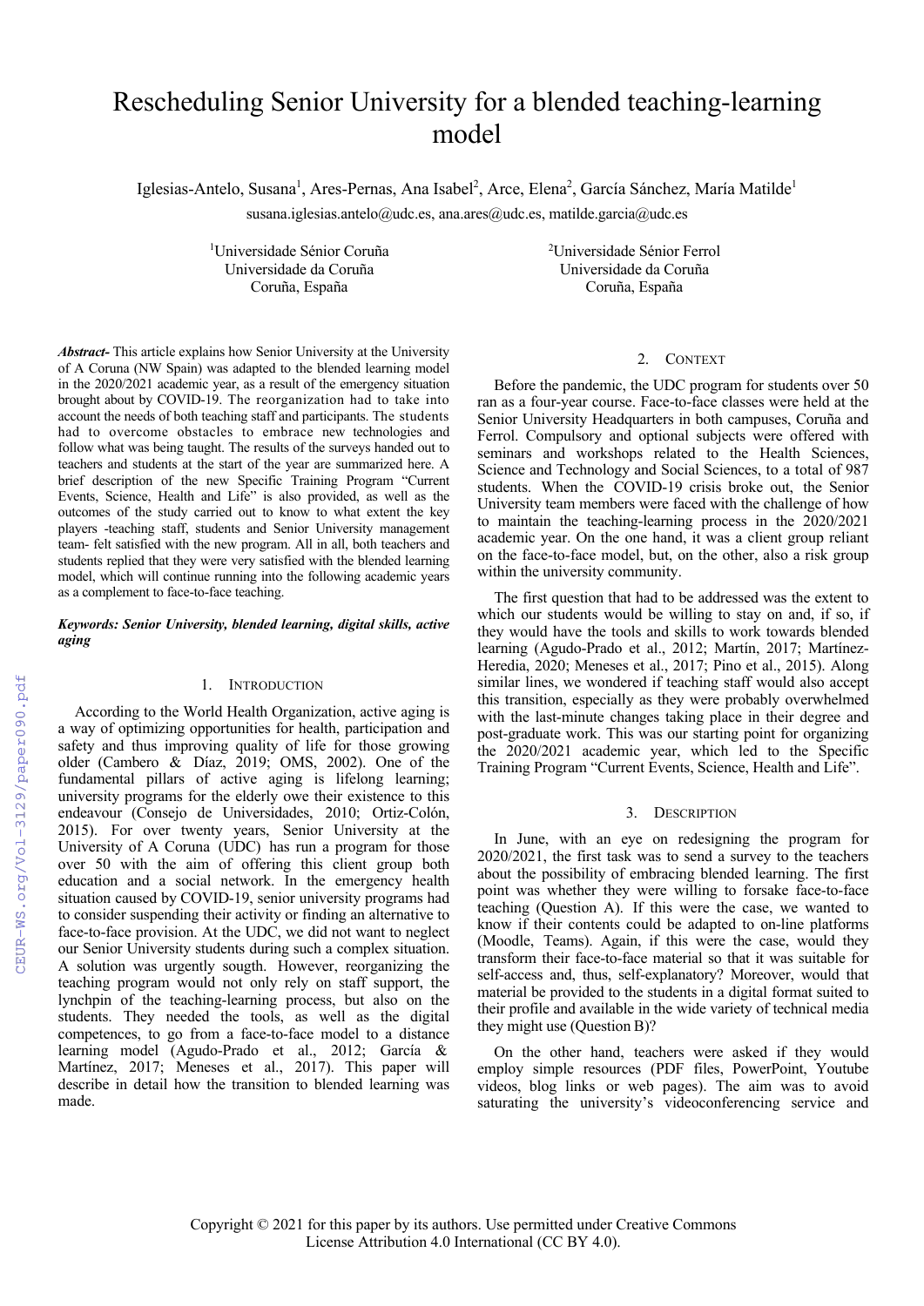# Rescheduling Senior University for a blended teaching-learning model

Iglesias-Antelo, Susana[1], Ares-Pernas, Ana Isabel[2], Arce, Elena[2], García Sánchez, María Matilde[1]

susana.iglesias.antelo@udc.es, ana.ares@udc.es, matilde.garcia@udc.es

[1]Universidade Sénior Coruña
Universidade da Coruña
Coruña, España

[2]Universidade Sénior Ferrol
Universidade da Coruña
Coruña, España

***Abstract-*** This article explains how Senior University at the University of A Coruna (NW Spain) was adapted to the blended learning model in the 2020/2021 academic year, as a result of the emergency situation brought about by COVID-19. The reorganization had to take into account the needs of both teaching staff and participants. The students had to overcome obstacles to embrace new technologies and follow what was being taught. The results of the surveys handed out to teachers and students at the start of the year are summarized here. A brief description of the new Specific Training Program "Current Events, Science, Health and Life" is also provided, as well as the outcomes of the study carried out to know to what extent the key players -teaching staff, students and Senior University management team- felt satisfied with the new program. All in all, both teachers and students replied that they were very satisfied with the blended learning model, which will continue running into the following academic years as a complement to face-to-face teaching.

***Keywords: Senior University, blended learning, digital skills, active aging***

## 1. Introduction

According to the World Health Organization, active aging is a way of optimizing opportunities for health, participation and safety and thus improving quality of life for those growing older (Cambero & Díaz, 2019; OMS, 2002). One of the fundamental pillars of active aging is lifelong learning; university programs for the elderly owe their existence to this endeavour (Consejo de Universidades, 2010; Ortiz-Colón, 2015). For over twenty years, Senior University at the University of A Coruna (UDC) has run a program for those over 50 with the aim of offering this client group both education and a social network. In the emergency health situation caused by COVID-19, senior university programs had to consider suspending their activity or finding an alternative to face-to-face provision. At the UDC, we did not want to neglect our Senior University students during such a complex situation. A solution was urgently sougth. However, reorganizing the teaching program would not only rely on staff support, the lynchpin of the teaching-learning process, but also on the students. They needed the tools, as well as the digital competences, to go from a face-to-face model to a distance learning model (Agudo-Prado et al., 2012; García & Martínez, 2017; Meneses et al., 2017). This paper will describe in detail how the transition to blended learning was made.

## 2. Context

Before the pandemic, the UDC program for students over 50 ran as a four-year course. Face-to-face classes were held at the Senior University Headquarters in both campuses, Coruña and Ferrol. Compulsory and optional subjects were offered with seminars and workshops related to the Health Sciences, Science and Technology and Social Sciences, to a total of 987 students. When the COVID-19 crisis broke out, the Senior University team members were faced with the challenge of how to maintain the teaching-learning process in the 2020/2021 academic year. On the one hand, it was a client group reliant on the face-to-face model, but, on the other, also a risk group within the university community.

The first question that had to be addressed was the extent to which our students would be willing to stay on and, if so, if they would have the tools and skills to work towards blended learning (Agudo-Prado et al., 2012; Martín, 2017; Martínez-Heredia, 2020; Meneses et al., 2017; Pino et al., 2015). Along similar lines, we wondered if teaching staff would also accept this transition, especially as they were probably overwhelmed with the last-minute changes taking place in their degree and post-graduate work. This was our starting point for organizing the 2020/2021 academic year, which led to the Specific Training Program "Current Events, Science, Health and Life".

## 3. Description

In June, with an eye on redesigning the program for 2020/2021, the first task was to send a survey to the teachers about the possibility of embracing blended learning. The first point was whether they were willing to forsake face-to-face teaching (Question A). If this were the case, we wanted to know if their contents could be adapted to on-line platforms (Moodle, Teams). Again, if this were the case, would they transform their face-to-face material so that it was suitable for self-access and, thus, self-explanatory? Moreover, would that material be provided to the students in a digital format suited to their profile and available in the wide variety of technical media they might use (Question B)?

On the other hand, teachers were asked if they would employ simple resources (PDF files, PowerPoint, Youtube videos, blog links or web pages). The aim was to avoid saturating the university's videoconferencing service and

Copyright © 2021 for this paper by its authors. Use permitted under Creative Commons License Attribution 4.0 International (CC BY 4.0).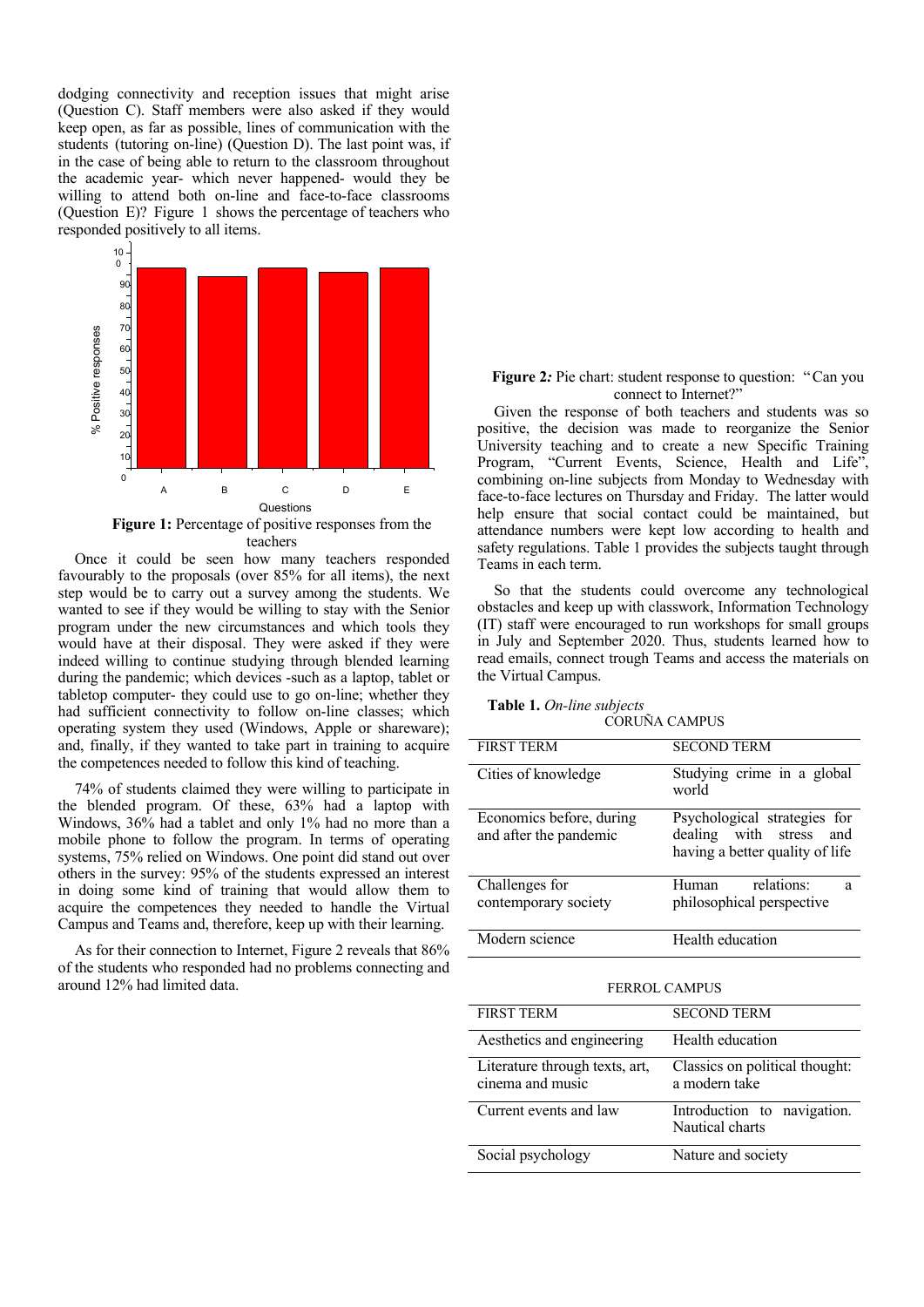dodging connectivity and reception issues that might arise (Question C). Staff members were also asked if they would keep open, as far as possible, lines of communication with the students (tutoring on-line) (Question D). The last point was, if in the case of being able to return to the classroom throughout the academic year- which never happened- would they be willing to attend both on-line and face-to-face classrooms (Question E)? Figure 1 shows the percentage of teachers who responded positively to all items.

**Figure 1:** Percentage of positive responses from the teachers

Once it could be seen how many teachers responded favourably to the proposals (over 85% for all items), the next step would be to carry out a survey among the students. We wanted to see if they would be willing to stay with the Senior program under the new circumstances and which tools they would have at their disposal. They were asked if they were indeed willing to continue studying through blended learning during the pandemic; which devices -such as a laptop, tablet or tabletop computer- they could use to go on-line; whether they had sufficient connectivity to follow on-line classes; which operating system they used (Windows, Apple or shareware); and, finally, if they wanted to take part in training to acquire the competences needed to follow this kind of teaching.

74% of students claimed they were willing to participate in the blended program. Of these, 63% had a laptop with Windows, 36% had a tablet and only 1% had no more than a mobile phone to follow the program. In terms of operating systems, 75% relied on Windows. One point did stand out over others in the survey: 95% of the students expressed an interest in doing some kind of training that would allow them to acquire the competences they needed to handle the Virtual Campus and Teams and, therefore, keep up with their learning.

As for their connection to Internet, Figure 2 reveals that 86% of the students who responded had no problems connecting and around 12% had limited data.

**Figure 2:** Pie chart: student response to question: "Can you connect to Internet?"

Given the response of both teachers and students was so positive, the decision was made to reorganize the Senior University teaching and to create a new Specific Training Program, "Current Events, Science, Health and Life", combining on-line subjects from Monday to Wednesday with face-to-face lectures on Thursday and Friday. The latter would help ensure that social contact could be maintained, but attendance numbers were kept low according to health and safety regulations. Table 1 provides the subjects taught through Teams in each term.

So that the students could overcome any technological obstacles and keep up with classwork, Information Technology (IT) staff were encouraged to run workshops for small groups in July and September 2020. Thus, students learned how to read emails, connect trough Teams and access the materials on the Virtual Campus.

**Table 1.** *On-line subjects*

CORUÑA CAMPUS

| FIRST TERM | SECOND TERM |
|---|---|
| Cities of knowledge | Studying crime in a global world |
| Economics before, during and after the pandemic | Psychological strategies for dealing with stress and having a better quality of life |
| Challenges for contemporary society | Human relations: a philosophical perspective |
| Modern science | Health education |

FERROL CAMPUS

| FIRST TERM | SECOND TERM |
|---|---|
| Aesthetics and engineering | Health education |
| Literature through texts, art, cinema and music | Classics on political thought: a modern take |
| Current events and law | Introduction to navigation. Nautical charts |
| Social psychology | Nature and society |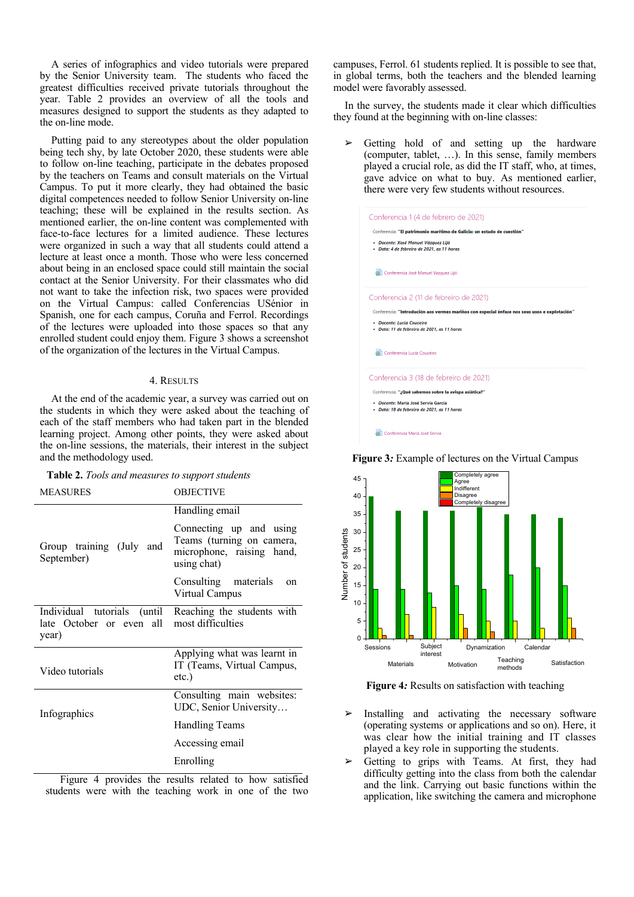A series of infographics and video tutorials were prepared by the Senior University team. The students who faced the greatest difficulties received private tutorials throughout the year. Table 2 provides an overview of all the tools and measures designed to support the students as they adapted to the on-line mode.

Putting paid to any stereotypes about the older population being tech shy, by late October 2020, these students were able to follow on-line teaching, participate in the debates proposed by the teachers on Teams and consult materials on the Virtual Campus. To put it more clearly, they had obtained the basic digital competences needed to follow Senior University on-line teaching; these will be explained in the results section. As mentioned earlier, the on-line content was complemented with face-to-face lectures for a limited audience. These lectures were organized in such a way that all students could attend a lecture at least once a month. Those who were less concerned about being in an enclosed space could still maintain the social contact at the Senior University. For their classmates who did not want to take the infection risk, two spaces were provided on the Virtual Campus: called Conferencias USénior in Spanish, one for each campus, Coruña and Ferrol. Recordings of the lectures were uploaded into those spaces so that any enrolled student could enjoy them. Figure 3 shows a screenshot of the organization of the lectures in the Virtual Campus.

## 4. Results

At the end of the academic year, a survey was carried out on the students in which they were asked about the teaching of each of the staff members who had taken part in the blended learning project. Among other points, they were asked about the on-line sessions, the materials, their interest in the subject and the methodology used.

**Table 2.** *Tools and measures to support students*

| MEASURES | OBJECTIVE |
|---|---|
| Group training (July and September) | Handling email |
| | Connecting up and using Teams (turning on camera, microphone, raising hand, using chat) |
| | Consulting materials on Virtual Campus |
| Individual tutorials (until late October or even all year) | Reaching the students with most difficulties |
| Video tutorials | Applying what was learnt in IT (Teams, Virtual Campus, etc.) |
| Infographics | Consulting main websites: UDC, Senior University… |
| | Handling Teams |
| | Accessing email |
| | Enrolling |

Figure 4 provides the results related to how satisfied students were with the teaching work in one of the two campuses, Ferrol. 61 students replied. It is possible to see that, in global terms, both the teachers and the blended learning model were favorably assessed.

In the survey, the students made it clear which difficulties they found at the beginning with on-line classes:

- Getting hold of and setting up the hardware (computer, tablet, …). In this sense, family members played a crucial role, as did the IT staff, who, at times, gave advice on what to buy. As mentioned earlier, there were very few students without resources.

**Figure 3:** Example of lectures on the Virtual Campus

**Figure 4:** Results on satisfaction with teaching

- Installing and activating the necessary software (operating systems or applications and so on). Here, it was clear how the initial training and IT classes played a key role in supporting the students.
- Getting to grips with Teams. At first, they had difficulty getting into the class from both the calendar and the link. Carrying out basic functions within the application, like switching the camera and microphone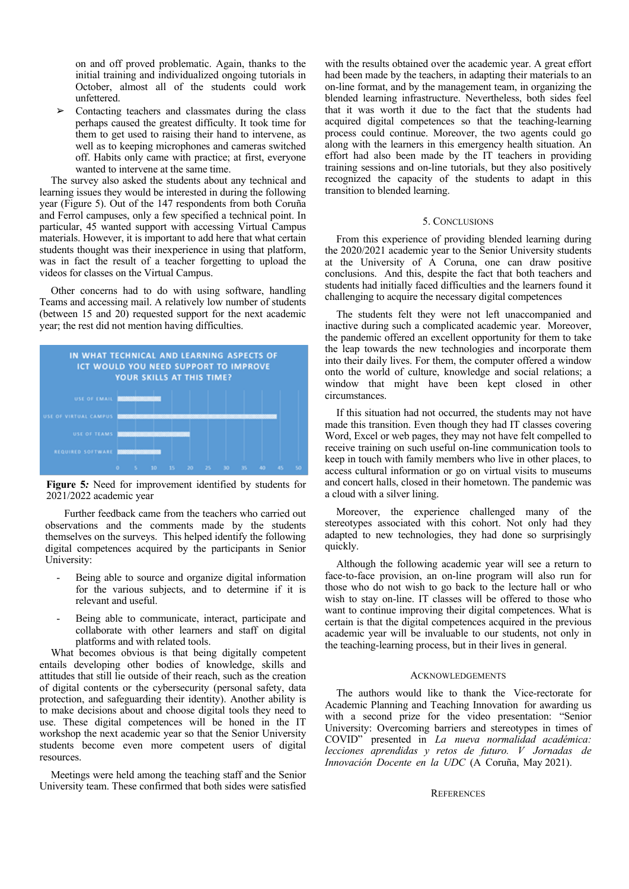on and off proved problematic. Again, thanks to the initial training and individualized ongoing tutorials in October, almost all of the students could work unfettered.

- Contacting teachers and classmates during the class perhaps caused the greatest difficulty. It took time for them to get used to raising their hand to intervene, as well as to keeping microphones and cameras switched off. Habits only came with practice; at first, everyone wanted to intervene at the same time.

The survey also asked the students about any technical and learning issues they would be interested in during the following year (Figure 5). Out of the 147 respondents from both Coruña and Ferrol campuses, only a few specified a technical point. In particular, 45 wanted support with accessing Virtual Campus materials. However, it is important to add here that what certain students thought was their inexperience in using that platform, was in fact the result of a teacher forgetting to upload the videos for classes on the Virtual Campus.

Other concerns had to do with using software, handling Teams and accessing mail. A relatively low number of students (between 15 and 20) requested support for the next academic year; the rest did not mention having difficulties.

IN WHAT TECHNICAL AND LEARNING ASPECTS OF ICT WOULD YOU NEED SUPPORT TO IMPROVE YOUR SKILLS AT THIS TIME?

USE OF EMAIL · USE OF VIRTUAL CAMPUS · USE OF TEAMS · REQUIRED SOFTWARE

0 5 10 15 20 25 30 35 40 45 50

**Figure 5:** Need for improvement identified by students for 2021/2022 academic year

Further feedback came from the teachers who carried out observations and the comments made by the students themselves on the surveys. This helped identify the following digital competences acquired by the participants in Senior University:

- Being able to source and organize digital information for the various subjects, and to determine if it is relevant and useful.
- Being able to communicate, interact, participate and collaborate with other learners and staff on digital platforms and with related tools.

What becomes obvious is that being digitally competent entails developing other bodies of knowledge, skills and attitudes that still lie outside of their reach, such as the creation of digital contents or the cybersecurity (personal safety, data protection, and safeguarding their identity). Another ability is to make decisions about and choose digital tools they need to use. These digital competences will be honed in the IT workshop the next academic year so that the Senior University students become even more competent users of digital resources.

Meetings were held among the teaching staff and the Senior University team. These confirmed that both sides were satisfied with the results obtained over the academic year. A great effort had been made by the teachers, in adapting their materials to an on-line format, and by the management team, in organizing the blended learning infrastructure. Nevertheless, both sides feel that it was worth it due to the fact that the students had acquired digital competences so that the teaching-learning process could continue. Moreover, the two agents could go along with the learners in this emergency health situation. An effort had also been made by the IT teachers in providing training sessions and on-line tutorials, but they also positively recognized the capacity of the students to adapt in this transition to blended learning.

## 5. Conclusions

From this experience of providing blended learning during the 2020/2021 academic year to the Senior University students at the University of A Coruna, one can draw positive conclusions. And this, despite the fact that both teachers and students had initially faced difficulties and the learners found it challenging to acquire the necessary digital competences

The students felt they were not left unaccompanied and inactive during such a complicated academic year. Moreover, the pandemic offered an excellent opportunity for them to take the leap towards the new technologies and incorporate them into their daily lives. For them, the computer offered a window onto the world of culture, knowledge and social relations; a window that might have been kept closed in other circumstances.

If this situation had not occurred, the students may not have made this transition. Even though they had IT classes covering Word, Excel or web pages, they may not have felt compelled to receive training on such useful on-line communication tools to keep in touch with family members who live in other places, to access cultural information or go on virtual visits to museums and concert halls, closed in their hometown. The pandemic was a cloud with a silver lining.

Moreover, the experience challenged many of the stereotypes associated with this cohort. Not only had they adapted to new technologies, they had done so surprisingly quickly.

Although the following academic year will see a return to face-to-face provision, an on-line program will also run for those who do not wish to go back to the lecture hall or who wish to stay on-line. IT classes will be offered to those who want to continue improving their digital competences. What is certain is that the digital competences acquired in the previous academic year will be invaluable to our students, not only in the teaching-learning process, but in their lives in general.

## Acknowledgements

The authors would like to thank the Vice-rectorate for Academic Planning and Teaching Innovation for awarding us with a second prize for the video presentation: "Senior University: Overcoming barriers and stereotypes in times of COVID" presented in *La nueva normalidad académica: lecciones aprendidas y retos de futuro. V Jornadas de Innovación Docente en la UDC* (A Coruña, May 2021).

## References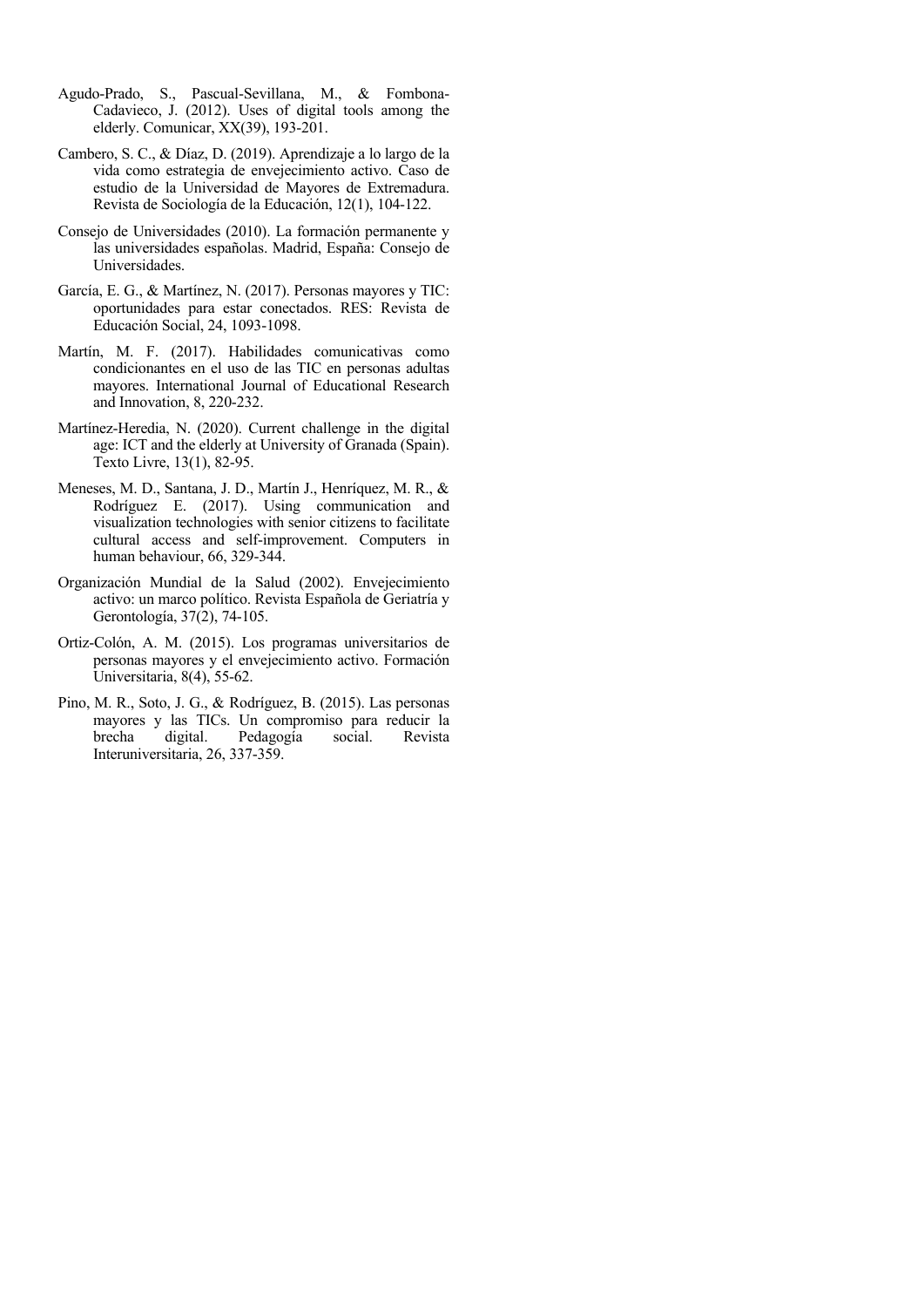Agudo-Prado, S., Pascual-Sevillana, M., & Fombona-Cadavieco, J. (2012). Uses of digital tools among the elderly. Comunicar, XX(39), 193-201.

Cambero, S. C., & Díaz, D. (2019). Aprendizaje a lo largo de la vida como estrategia de envejecimiento activo. Caso de estudio de la Universidad de Mayores de Extremadura. Revista de Sociología de la Educación, 12(1), 104-122.

Consejo de Universidades (2010). La formación permanente y las universidades españolas. Madrid, España: Consejo de Universidades.

García, E. G., & Martínez, N. (2017). Personas mayores y TIC: oportunidades para estar conectados. RES: Revista de Educación Social, 24, 1093-1098.

Martín, M. F. (2017). Habilidades comunicativas como condicionantes en el uso de las TIC en personas adultas mayores. International Journal of Educational Research and Innovation, 8, 220-232.

Martínez-Heredia, N. (2020). Current challenge in the digital age: ICT and the elderly at University of Granada (Spain). Texto Livre, 13(1), 82-95.

Meneses, M. D., Santana, J. D., Martín J., Henríquez, M. R., & Rodríguez E. (2017). Using communication and visualization technologies with senior citizens to facilitate cultural access and self-improvement. Computers in human behaviour, 66, 329-344.

Organización Mundial de la Salud (2002). Envejecimiento activo: un marco político. Revista Española de Geriatría y Gerontología, 37(2), 74-105.

Ortiz-Colón, A. M. (2015). Los programas universitarios de personas mayores y el envejecimiento activo. Formación Universitaria, 8(4), 55-62.

Pino, M. R., Soto, J. G., & Rodríguez, B. (2015). Las personas mayores y las TICs. Un compromiso para reducir la brecha digital. Pedagogía social. Revista Interuniversitaria, 26, 337-359.